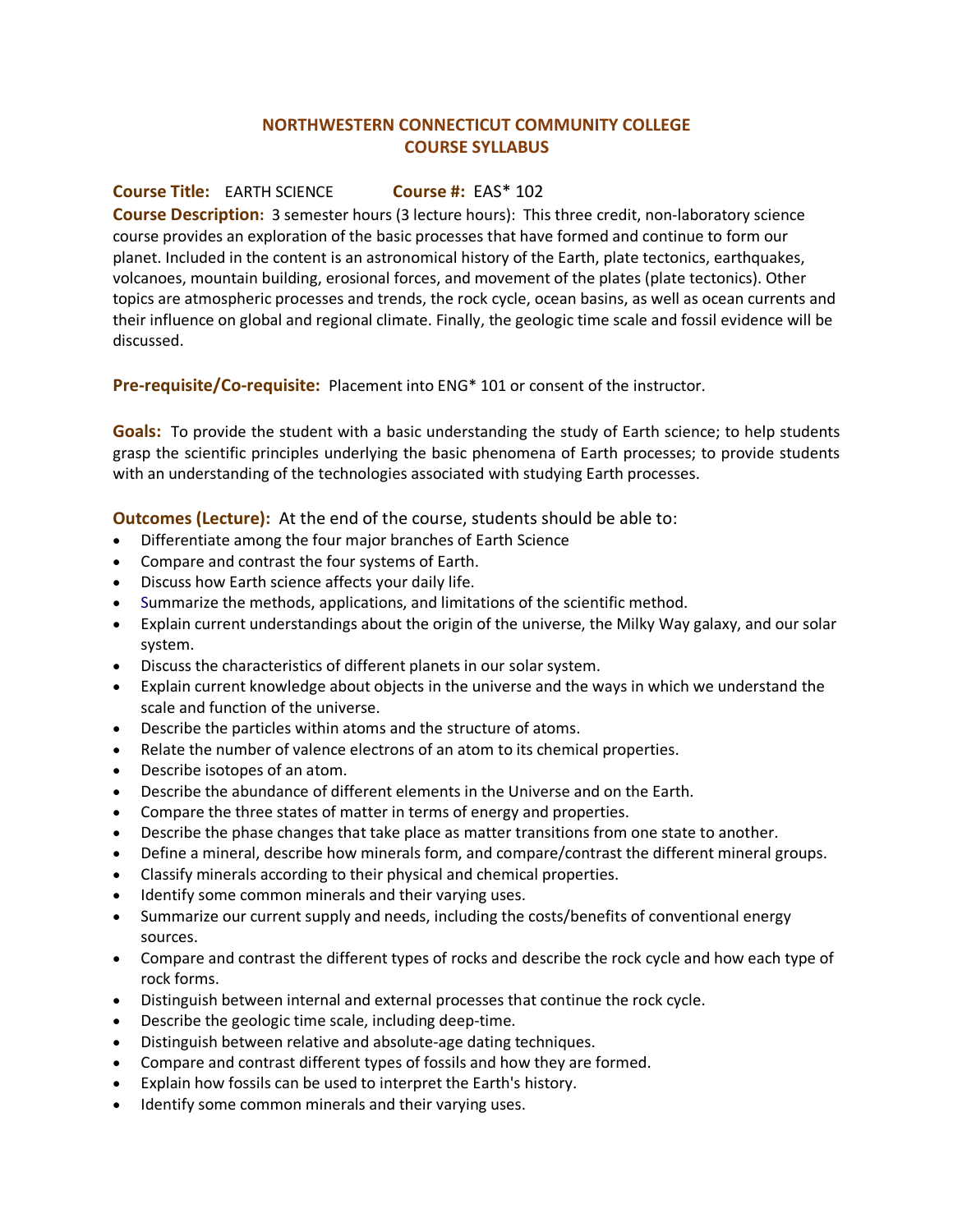# NORTHWESTERN CONNECTICUT COMMUNITY COLLEGE
## COURSE SYLLABUS

**Course Title:** EARTH SCIENCE **Course #:** EAS* 102

**Course Description:** 3 semester hours (3 lecture hours): This three credit, non-laboratory science course provides an exploration of the basic processes that have formed and continue to form our planet. Included in the content is an astronomical history of the Earth, plate tectonics, earthquakes, volcanoes, mountain building, erosional forces, and movement of the plates (plate tectonics). Other topics are atmospheric processes and trends, the rock cycle, ocean basins, as well as ocean currents and their influence on global and regional climate. Finally, the geologic time scale and fossil evidence will be discussed.

**Pre-requisite/Co-requisite:** Placement into ENG* 101 or consent of the instructor.

**Goals:** To provide the student with a basic understanding the study of Earth science; to help students grasp the scientific principles underlying the basic phenomena of Earth processes; to provide students with an understanding of the technologies associated with studying Earth processes.

**Outcomes (Lecture):** At the end of the course, students should be able to:

- Differentiate among the four major branches of Earth Science
- Compare and contrast the four systems of Earth.
- Discuss how Earth science affects your daily life.
- Summarize the methods, applications, and limitations of the scientific method.
- Explain current understandings about the origin of the universe, the Milky Way galaxy, and our solar system.
- Discuss the characteristics of different planets in our solar system.
- Explain current knowledge about objects in the universe and the ways in which we understand the scale and function of the universe.
- Describe the particles within atoms and the structure of atoms.
- Relate the number of valence electrons of an atom to its chemical properties.
- Describe isotopes of an atom.
- Describe the abundance of different elements in the Universe and on the Earth.
- Compare the three states of matter in terms of energy and properties.
- Describe the phase changes that take place as matter transitions from one state to another.
- Define a mineral, describe how minerals form, and compare/contrast the different mineral groups.
- Classify minerals according to their physical and chemical properties.
- Identify some common minerals and their varying uses.
- Summarize our current supply and needs, including the costs/benefits of conventional energy sources.
- Compare and contrast the different types of rocks and describe the rock cycle and how each type of rock forms.
- Distinguish between internal and external processes that continue the rock cycle.
- Describe the geologic time scale, including deep-time.
- Distinguish between relative and absolute-age dating techniques.
- Compare and contrast different types of fossils and how they are formed.
- Explain how fossils can be used to interpret the Earth's history.
- Identify some common minerals and their varying uses.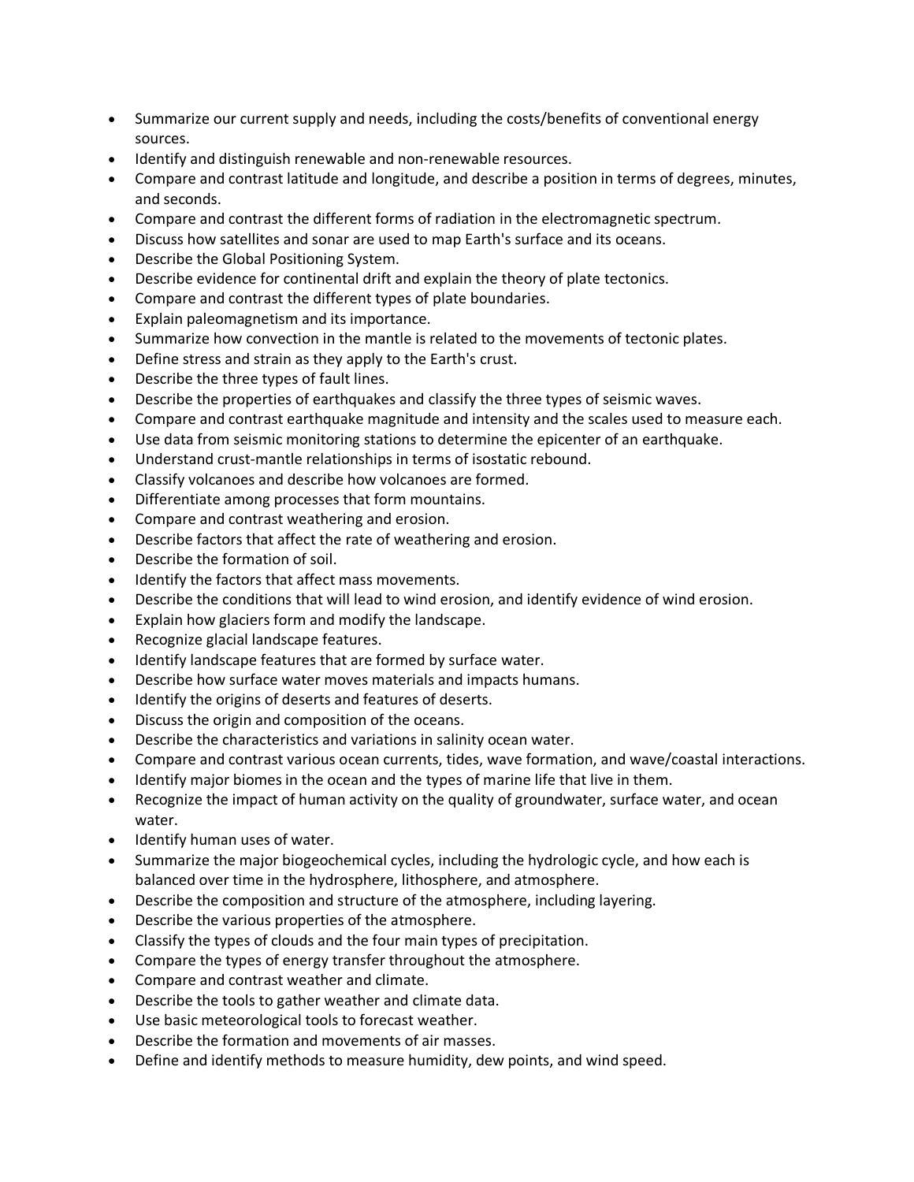- Summarize our current supply and needs, including the costs/benefits of conventional energy sources.
- Identify and distinguish renewable and non-renewable resources.
- Compare and contrast latitude and longitude, and describe a position in terms of degrees, minutes, and seconds.
- Compare and contrast the different forms of radiation in the electromagnetic spectrum.
- Discuss how satellites and sonar are used to map Earth's surface and its oceans.
- Describe the Global Positioning System.
- Describe evidence for continental drift and explain the theory of plate tectonics.
- Compare and contrast the different types of plate boundaries.
- Explain paleomagnetism and its importance.
- Summarize how convection in the mantle is related to the movements of tectonic plates.
- Define stress and strain as they apply to the Earth's crust.
- Describe the three types of fault lines.
- Describe the properties of earthquakes and classify the three types of seismic waves.
- Compare and contrast earthquake magnitude and intensity and the scales used to measure each.
- Use data from seismic monitoring stations to determine the epicenter of an earthquake.
- Understand crust-mantle relationships in terms of isostatic rebound.
- Classify volcanoes and describe how volcanoes are formed.
- Differentiate among processes that form mountains.
- Compare and contrast weathering and erosion.
- Describe factors that affect the rate of weathering and erosion.
- Describe the formation of soil.
- Identify the factors that affect mass movements.
- Describe the conditions that will lead to wind erosion, and identify evidence of wind erosion.
- Explain how glaciers form and modify the landscape.
- Recognize glacial landscape features.
- Identify landscape features that are formed by surface water.
- Describe how surface water moves materials and impacts humans.
- Identify the origins of deserts and features of deserts.
- Discuss the origin and composition of the oceans.
- Describe the characteristics and variations in salinity ocean water.
- Compare and contrast various ocean currents, tides, wave formation, and wave/coastal interactions.
- Identify major biomes in the ocean and the types of marine life that live in them.
- Recognize the impact of human activity on the quality of groundwater, surface water, and ocean water.
- Identify human uses of water.
- Summarize the major biogeochemical cycles, including the hydrologic cycle, and how each is balanced over time in the hydrosphere, lithosphere, and atmosphere.
- Describe the composition and structure of the atmosphere, including layering.
- Describe the various properties of the atmosphere.
- Classify the types of clouds and the four main types of precipitation.
- Compare the types of energy transfer throughout the atmosphere.
- Compare and contrast weather and climate.
- Describe the tools to gather weather and climate data.
- Use basic meteorological tools to forecast weather.
- Describe the formation and movements of air masses.
- Define and identify methods to measure humidity, dew points, and wind speed.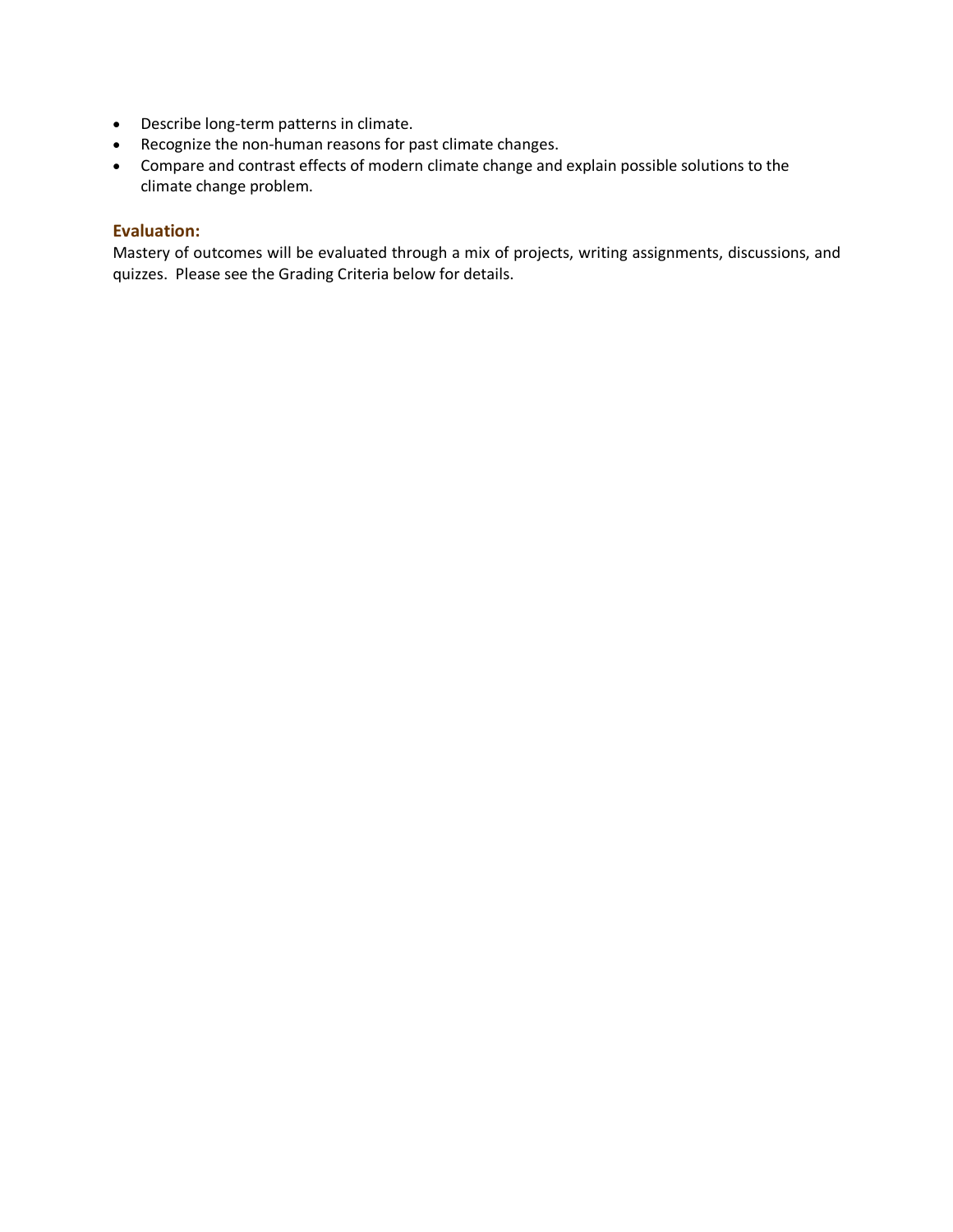- Describe long-term patterns in climate.
- Recognize the non-human reasons for past climate changes.
- Compare and contrast effects of modern climate change and explain possible solutions to the climate change problem.

### Evaluation:

Mastery of outcomes will be evaluated through a mix of projects, writing assignments, discussions, and quizzes. Please see the Grading Criteria below for details.